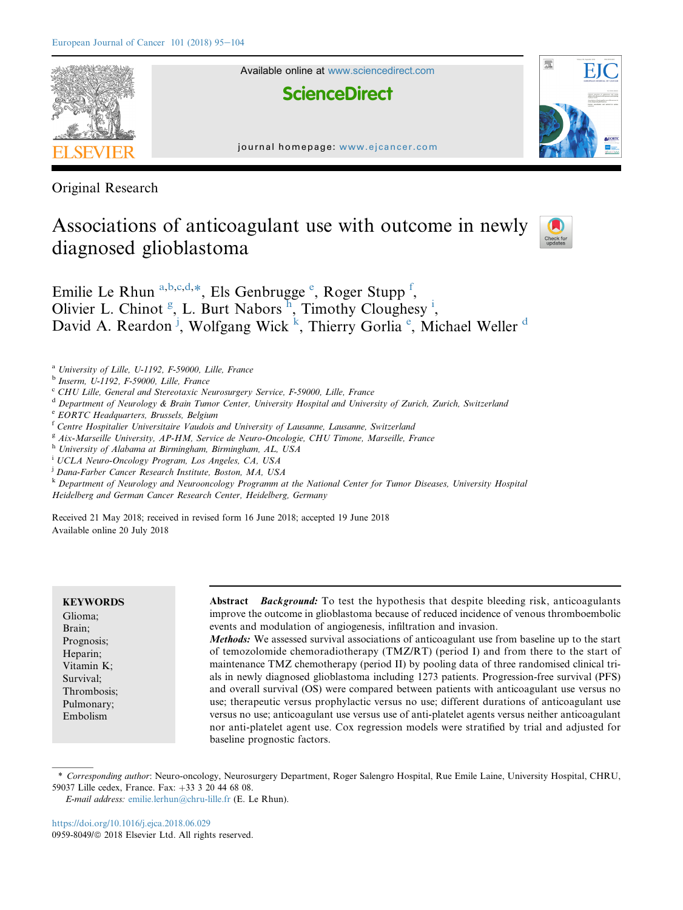Original Research

# Associations of anticoagulant use with outcome in newly diagnosed glioblastoma

Emilie Le Rhun [a,b,c,d,*], Els Genbrugge [e], Roger Stupp [f], Olivier L. Chinot [g], L. Burt Nabors [h], Timothy Cloughesy [i], David A. Reardon [j], Wolfgang Wick [k], Thierry Gorlia [e], Michael Weller [d]

[a] University of Lille, U-1192, F-59000, Lille, France
[b] Inserm, U-1192, F-59000, Lille, France
[c] CHU Lille, General and Stereotaxic Neurosurgery Service, F-59000, Lille, France
[d] Department of Neurology & Brain Tumor Center, University Hospital and University of Zurich, Zurich, Switzerland
[e] EORTC Headquarters, Brussels, Belgium
[f] Centre Hospitalier Universitaire Vaudois and University of Lausanne, Lausanne, Switzerland
[g] Aix-Marseille University, AP-HM, Service de Neuro-Oncologie, CHU Timone, Marseille, France
[h] University of Alabama at Birmingham, Birmingham, AL, USA
[i] UCLA Neuro-Oncology Program, Los Angeles, CA, USA
[j] Dana-Farber Cancer Research Institute, Boston, MA, USA
[k] Department of Neurology and Neurooncology Programm at the National Center for Tumor Diseases, University Hospital Heidelberg and German Cancer Research Center, Heidelberg, Germany

Received 21 May 2018; received in revised form 16 June 2018; accepted 19 June 2018
Available online 20 July 2018

**KEYWORDS**
Glioma;
Brain;
Prognosis;
Heparin;
Vitamin K;
Survival;
Thrombosis;
Pulmonary;
Embolism

**Abstract** ***Background:*** To test the hypothesis that despite bleeding risk, anticoagulants improve the outcome in glioblastoma because of reduced incidence of venous thromboembolic events and modulation of angiogenesis, infiltration and invasion.

***Methods:*** We assessed survival associations of anticoagulant use from baseline up to the start of temozolomide chemoradiotherapy (TMZ/RT) (period I) and from there to the start of maintenance TMZ chemotherapy (period II) by pooling data of three randomised clinical trials in newly diagnosed glioblastoma including 1273 patients. Progression-free survival (PFS) and overall survival (OS) were compared between patients with anticoagulant use versus no use; therapeutic versus prophylactic versus no use; different durations of anticoagulant use versus no use; anticoagulant use versus use of anti-platelet agents versus neither anticoagulant nor anti-platelet agent use. Cox regression models were stratified by trial and adjusted for baseline prognostic factors.

\* *Corresponding author*: Neuro-oncology, Neurosurgery Department, Roger Salengro Hospital, Rue Emile Laine, University Hospital, CHRU, 59037 Lille cedex, France. Fax: +33 3 20 44 68 08.
*E-mail address:* emilie.lerhun@chru-lille.fr (E. Le Rhun).

https://doi.org/10.1016/j.ejca.2018.06.029
0959-8049/© 2018 Elsevier Ltd. All rights reserved.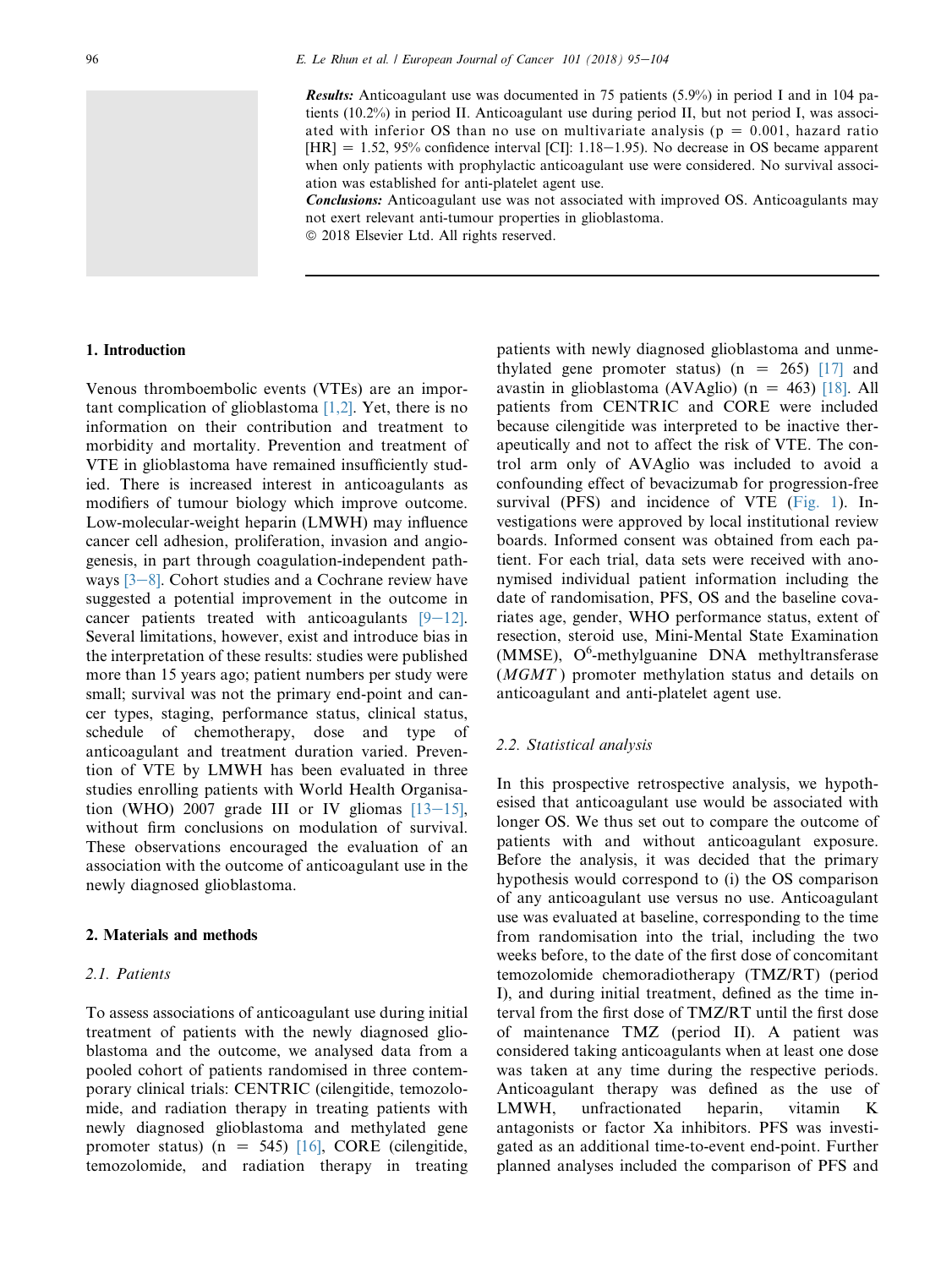**Results:** Anticoagulant use was documented in 75 patients (5.9%) in period I and in 104 patients (10.2%) in period II. Anticoagulant use during period II, but not period I, was associated with inferior OS than no use on multivariate analysis (p = 0.001, hazard ratio [HR] = 1.52, 95% confidence interval [CI]: 1.18–1.95). No decrease in OS became apparent when only patients with prophylactic anticoagulant use were considered. No survival association was established for anti-platelet agent use.

**Conclusions:** Anticoagulant use was not associated with improved OS. Anticoagulants may not exert relevant anti-tumour properties in glioblastoma.

© 2018 Elsevier Ltd. All rights reserved.

## 1. Introduction

Venous thromboembolic events (VTEs) are an important complication of glioblastoma [1,2]. Yet, there is no information on their contribution and treatment to morbidity and mortality. Prevention and treatment of VTE in glioblastoma have remained insufficiently studied. There is increased interest in anticoagulants as modifiers of tumour biology which improve outcome. Low-molecular-weight heparin (LMWH) may influence cancer cell adhesion, proliferation, invasion and angiogenesis, in part through coagulation-independent pathways [3–8]. Cohort studies and a Cochrane review have suggested a potential improvement in the outcome in cancer patients treated with anticoagulants [9–12]. Several limitations, however, exist and introduce bias in the interpretation of these results: studies were published more than 15 years ago; patient numbers per study were small; survival was not the primary end-point and cancer types, staging, performance status, clinical status, schedule of chemotherapy, dose and type of anticoagulant and treatment duration varied. Prevention of VTE by LMWH has been evaluated in three studies enrolling patients with World Health Organisation (WHO) 2007 grade III or IV gliomas [13–15], without firm conclusions on modulation of survival. These observations encouraged the evaluation of an association with the outcome of anticoagulant use in the newly diagnosed glioblastoma.

## 2. Materials and methods

### 2.1. Patients

To assess associations of anticoagulant use during initial treatment of patients with the newly diagnosed glioblastoma and the outcome, we analysed data from a pooled cohort of patients randomised in three contemporary clinical trials: CENTRIC (cilengitide, temozolomide, and radiation therapy in treating patients with newly diagnosed glioblastoma and methylated gene promoter status) (n = 545) [16], CORE (cilengitide, temozolomide, and radiation therapy in treating patients with newly diagnosed glioblastoma and unmethylated gene promoter status) (n = 265) [17] and avastin in glioblastoma (AVAglio) (n = 463) [18]. All patients from CENTRIC and CORE were included because cilengitide was interpreted to be inactive therapeutically and not to affect the risk of VTE. The control arm only of AVAglio was included to avoid a confounding effect of bevacizumab for progression-free survival (PFS) and incidence of VTE (Fig. 1). Investigations were approved by local institutional review boards. Informed consent was obtained from each patient. For each trial, data sets were received with anonymised individual patient information including the date of randomisation, PFS, OS and the baseline covariates age, gender, WHO performance status, extent of resection, steroid use, Mini-Mental State Examination (MMSE), O[6]-methylguanine DNA methyltransferase (*MGMT*) promoter methylation status and details on anticoagulant and anti-platelet agent use.

### 2.2. Statistical analysis

In this prospective retrospective analysis, we hypothesised that anticoagulant use would be associated with longer OS. We thus set out to compare the outcome of patients with and without anticoagulant exposure. Before the analysis, it was decided that the primary hypothesis would correspond to (i) the OS comparison of any anticoagulant use versus no use. Anticoagulant use was evaluated at baseline, corresponding to the time from randomisation into the trial, including the two weeks before, to the date of the first dose of concomitant temozolomide chemoradiotherapy (TMZ/RT) (period I), and during initial treatment, defined as the time interval from the first dose of TMZ/RT until the first dose of maintenance TMZ (period II). A patient was considered taking anticoagulants when at least one dose was taken at any time during the respective periods. Anticoagulant therapy was defined as the use of LMWH, unfractionated heparin, vitamin K antagonists or factor Xa inhibitors. PFS was investigated as an additional time-to-event end-point. Further planned analyses included the comparison of PFS and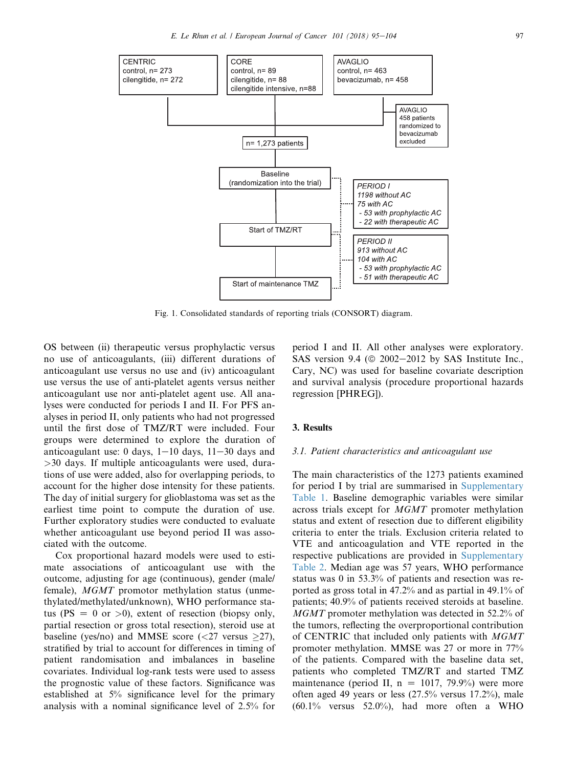CENTRIC
control, n= 273
cilengitide, n= 272

CORE
control, n= 89
cilengitide, n= 88
cilengitide intensive, n=88

AVAGLIO
control, n= 463
bevacizumab, n= 458

AVAGLIO
458 patients randomized to bevacizumab excluded

n= 1,273 patients

Baseline
(randomization into the trial)

Start of TMZ/RT

Start of maintenance TMZ

*PERIOD I*
*1198 without AC*
*75 with AC*
*- 53 with prophylactic AC*
*- 22 with therapeutic AC*

*PERIOD II*
*913 without AC*
*104 with AC*
*- 53 with prophylactic AC*
*- 51 with therapeutic AC*

Fig. 1. Consolidated standards of reporting trials (CONSORT) diagram.

OS between (ii) therapeutic versus prophylactic versus no use of anticoagulants, (iii) different durations of anticoagulant use versus no use and (iv) anticoagulant use versus the use of anti-platelet agents versus neither anticoagulant use nor anti-platelet agent use. All analyses were conducted for periods I and II. For PFS analyses in period II, only patients who had not progressed until the first dose of TMZ/RT were included. Four groups were determined to explore the duration of anticoagulant use: 0 days, 1−10 days, 11−30 days and >30 days. If multiple anticoagulants were used, durations of use were added, also for overlapping periods, to account for the higher dose intensity for these patients. The day of initial surgery for glioblastoma was set as the earliest time point to compute the duration of use. Further exploratory studies were conducted to evaluate whether anticoagulant use beyond period II was associated with the outcome.

Cox proportional hazard models were used to estimate associations of anticoagulant use with the outcome, adjusting for age (continuous), gender (male/female), *MGMT* promotor methylation status (unmethylated/methylated/unknown), WHO performance status (PS = 0 or >0), extent of resection (biopsy only, partial resection or gross total resection), steroid use at baseline (yes/no) and MMSE score (<27 versus ≥27), stratified by trial to account for differences in timing of patient randomisation and imbalances in baseline covariates. Individual log-rank tests were used to assess the prognostic value of these factors. Significance was established at 5% significance level for the primary analysis with a nominal significance level of 2.5% for period I and II. All other analyses were exploratory. SAS version 9.4 (© 2002−2012 by SAS Institute Inc., Cary, NC) was used for baseline covariate description and survival analysis (procedure proportional hazards regression [PHREG]).

## 3. Results

### *3.1. Patient characteristics and anticoagulant use*

The main characteristics of the 1273 patients examined for period I by trial are summarised in Supplementary Table 1. Baseline demographic variables were similar across trials except for *MGMT* promoter methylation status and extent of resection due to different eligibility criteria to enter the trials. Exclusion criteria related to VTE and anticoagulation and VTE reported in the respective publications are provided in Supplementary Table 2. Median age was 57 years, WHO performance status was 0 in 53.3% of patients and resection was reported as gross total in 47.2% and as partial in 49.1% of patients; 40.9% of patients received steroids at baseline. *MGMT* promoter methylation was detected in 52.2% of the tumors, reflecting the overproportional contribution of CENTRIC that included only patients with *MGMT* promoter methylation. MMSE was 27 or more in 77% of the patients. Compared with the baseline data set, patients who completed TMZ/RT and started TMZ maintenance (period II, n = 1017, 79.9%) were more often aged 49 years or less (27.5% versus 17.2%), male (60.1% versus 52.0%), had more often a WHO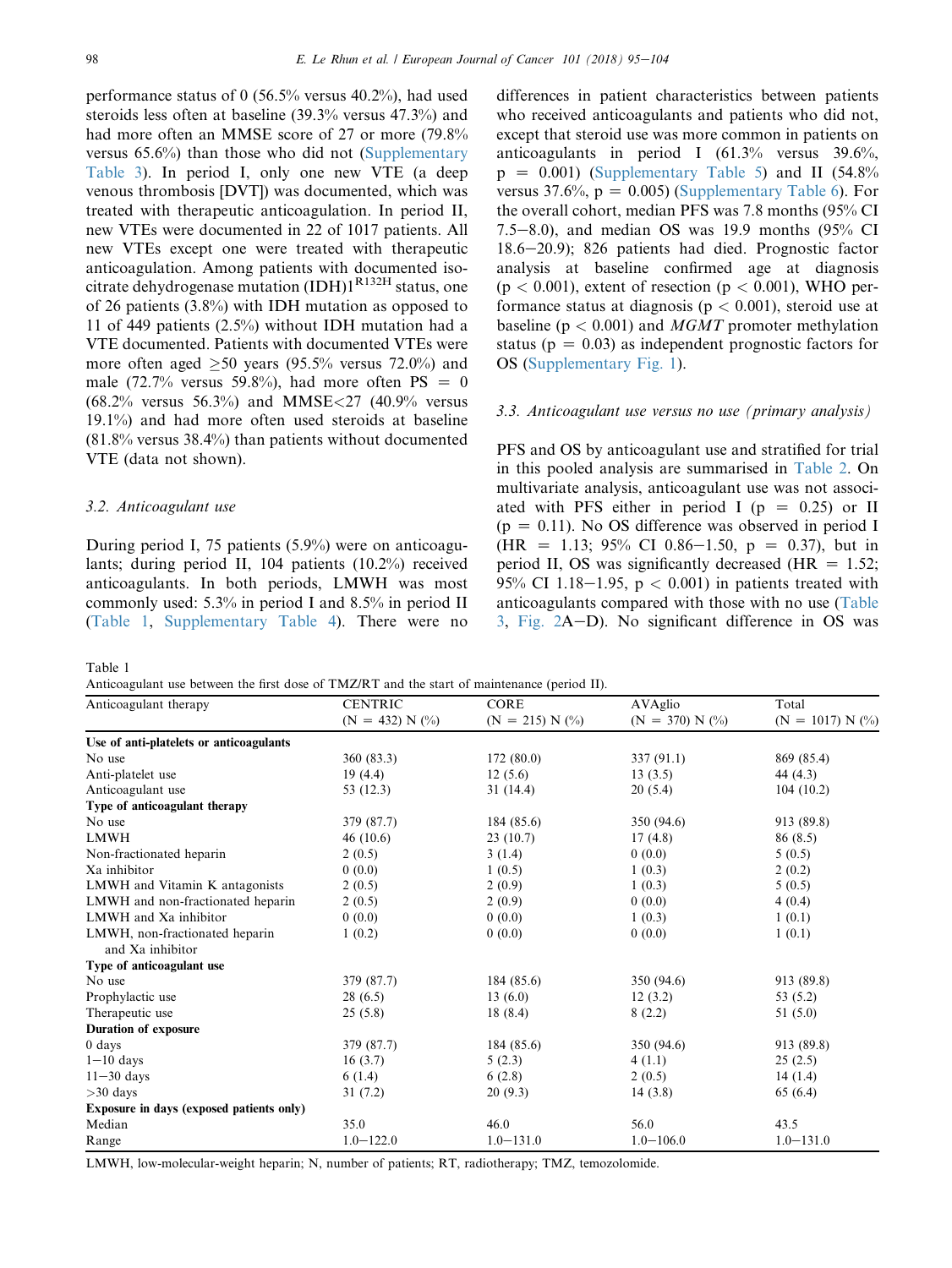performance status of 0 (56.5% versus 40.2%), had used steroids less often at baseline (39.3% versus 47.3%) and had more often an MMSE score of 27 or more (79.8% versus 65.6%) than those who did not (Supplementary Table 3). In period I, only one new VTE (a deep venous thrombosis [DVT]) was documented, which was treated with therapeutic anticoagulation. In period II, new VTEs were documented in 22 of 1017 patients. All new VTEs except one were treated with therapeutic anticoagulation. Among patients with documented isocitrate dehydrogenase mutation (IDH)1$^{R132H}$ status, one of 26 patients (3.8%) with IDH mutation as opposed to 11 of 449 patients (2.5%) without IDH mutation had a VTE documented. Patients with documented VTEs were more often aged ≥50 years (95.5% versus 72.0%) and male (72.7% versus 59.8%), had more often PS = 0 (68.2% versus 56.3%) and MMSE<27 (40.9% versus 19.1%) and had more often used steroids at baseline (81.8% versus 38.4%) than patients without documented VTE (data not shown).

### 3.2. Anticoagulant use

During period I, 75 patients (5.9%) were on anticoagulants; during period II, 104 patients (10.2%) received anticoagulants. In both periods, LMWH was most commonly used: 5.3% in period I and 8.5% in period II (Table 1, Supplementary Table 4). There were no differences in patient characteristics between patients who received anticoagulants and patients who did not, except that steroid use was more common in patients on anticoagulants in period I (61.3% versus 39.6%, p = 0.001) (Supplementary Table 5) and II (54.8% versus 37.6%, p = 0.005) (Supplementary Table 6). For the overall cohort, median PFS was 7.8 months (95% CI 7.5–8.0), and median OS was 19.9 months (95% CI 18.6–20.9); 826 patients had died. Prognostic factor analysis at baseline confirmed age at diagnosis (p < 0.001), extent of resection (p < 0.001), WHO performance status at diagnosis (p < 0.001), steroid use at baseline (p < 0.001) and *MGMT* promoter methylation status (p = 0.03) as independent prognostic factors for OS (Supplementary Fig. 1).

### 3.3. Anticoagulant use versus no use (primary analysis)

PFS and OS by anticoagulant use and stratified for trial in this pooled analysis are summarised in Table 2. On multivariate analysis, anticoagulant use was not associated with PFS either in period I (p = 0.25) or II (p = 0.11). No OS difference was observed in period I (HR = 1.13; 95% CI 0.86–1.50, p = 0.37), but in period II, OS was significantly decreased (HR = 1.52; 95% CI 1.18–1.95, p < 0.001) in patients treated with anticoagulants compared with those with no use (Table 3, Fig. 2A–D). No significant difference in OS was

Table 1
Anticoagulant use between the first dose of TMZ/RT and the start of maintenance (period II).

| Anticoagulant therapy | CENTRIC (N = 432) N (%) | CORE (N = 215) N (%) | AVAglio (N = 370) N (%) | Total (N = 1017) N (%) |
|---|---|---|---|---|
| **Use of anti-platelets or anticoagulants** | | | | |
| No use | 360 (83.3) | 172 (80.0) | 337 (91.1) | 869 (85.4) |
| Anti-platelet use | 19 (4.4) | 12 (5.6) | 13 (3.5) | 44 (4.3) |
| Anticoagulant use | 53 (12.3) | 31 (14.4) | 20 (5.4) | 104 (10.2) |
| **Type of anticoagulant therapy** | | | | |
| No use | 379 (87.7) | 184 (85.6) | 350 (94.6) | 913 (89.8) |
| LMWH | 46 (10.6) | 23 (10.7) | 17 (4.8) | 86 (8.5) |
| Non-fractionated heparin | 2 (0.5) | 3 (1.4) | 0 (0.0) | 5 (0.5) |
| Xa inhibitor | 0 (0.0) | 1 (0.5) | 1 (0.3) | 2 (0.2) |
| LMWH and Vitamin K antagonists | 2 (0.5) | 2 (0.9) | 1 (0.3) | 5 (0.5) |
| LMWH and non-fractionated heparin | 2 (0.5) | 2 (0.9) | 0 (0.0) | 4 (0.4) |
| LMWH and Xa inhibitor | 0 (0.0) | 0 (0.0) | 1 (0.3) | 1 (0.1) |
| LMWH, non-fractionated heparin and Xa inhibitor | 1 (0.2) | 0 (0.0) | 0 (0.0) | 1 (0.1) |
| **Type of anticoagulant use** | | | | |
| No use | 379 (87.7) | 184 (85.6) | 350 (94.6) | 913 (89.8) |
| Prophylactic use | 28 (6.5) | 13 (6.0) | 12 (3.2) | 53 (5.2) |
| Therapeutic use | 25 (5.8) | 18 (8.4) | 8 (2.2) | 51 (5.0) |
| **Duration of exposure** | | | | |
| 0 days | 379 (87.7) | 184 (85.6) | 350 (94.6) | 913 (89.8) |
| 1–10 days | 16 (3.7) | 5 (2.3) | 4 (1.1) | 25 (2.5) |
| 11–30 days | 6 (1.4) | 6 (2.8) | 2 (0.5) | 14 (1.4) |
| >30 days | 31 (7.2) | 20 (9.3) | 14 (3.8) | 65 (6.4) |
| **Exposure in days (exposed patients only)** | | | | |
| Median | 35.0 | 46.0 | 56.0 | 43.5 |
| Range | 1.0–122.0 | 1.0–131.0 | 1.0–106.0 | 1.0–131.0 |

LMWH, low-molecular-weight heparin; N, number of patients; RT, radiotherapy; TMZ, temozolomide.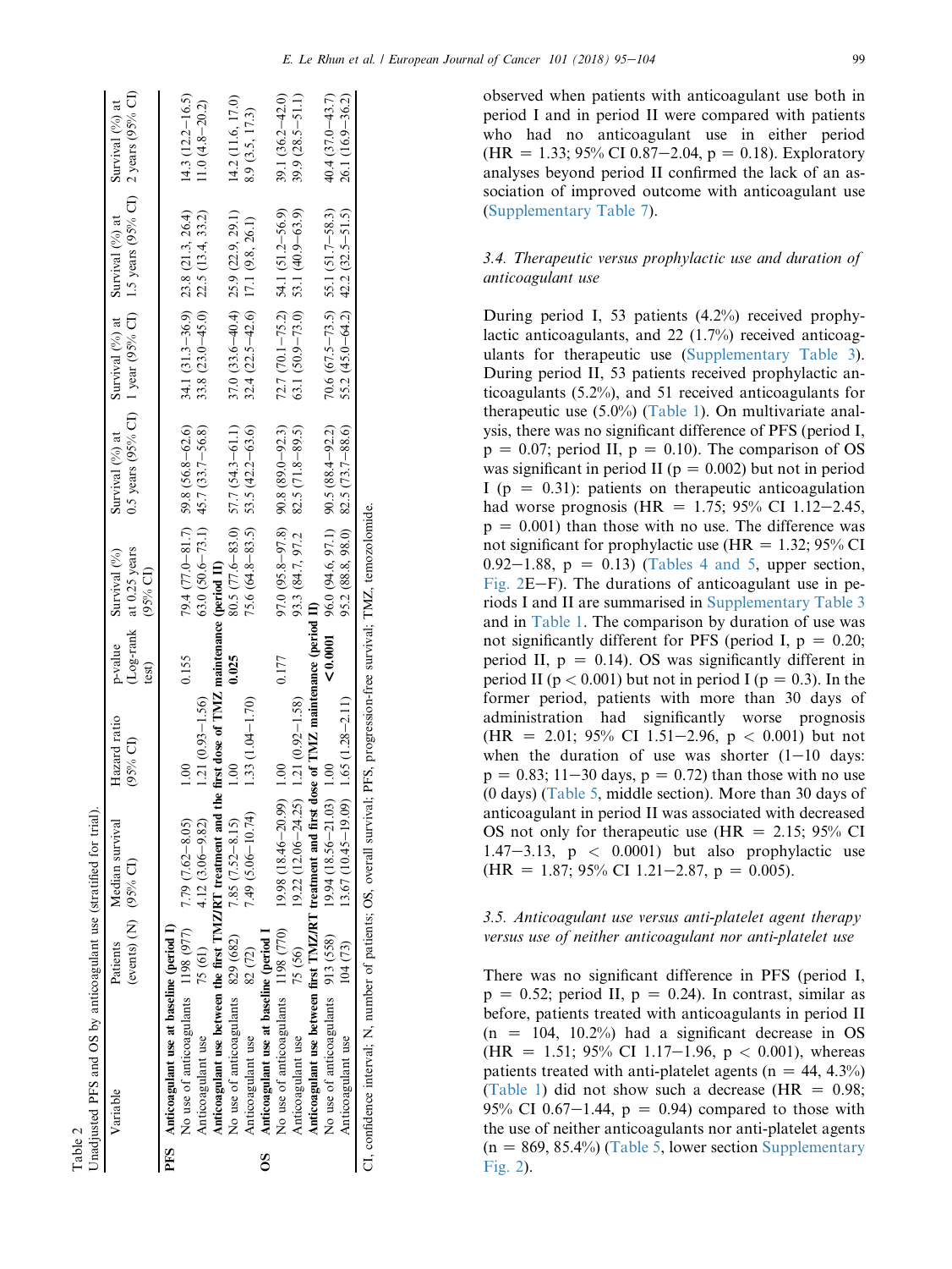Table 2
Unadjusted PFS and OS by anticoagulant use (stratified for trial).

| | Variable | Patients (events) (N) | Median survival (95% CI) | Hazard ratio (95% CI) | p-value (Log-rank test) | Survival (%) at 0.25 years (95% CI) | Survival (%) at 0.5 years (95% CI) | Survival (%) at 1 year (95% CI) | Survival (%) at 1.5 years (95% CI) | Survival (%) at 2 years (95% CI) |
|---|---|---|---|---|---|---|---|---|---|---|
| **PFS** | **Anticoagulant use at baseline (period I)** | | | | | | | | | |
| | No use of anticoagulants | 1198 (977) | 7.79 (7.62–8.05) | 1.00 | 0.155 | 79.4 (77.0–81.7) | 59.8 (56.8–62.6) | 34.1 (31.3–36.9) | 23.8 (21.3, 26.4) | 14.3 (12.2–16.5) |
| | Anticoagulant use | 75 (61) | 4.12 (3.06–9.82) | 1.21 (0.93–1.56) | | 63.0 (50.6–73.1) | 45.7 (33.7–56.8) | 33.8 (23.0–45.0) | 22.5 (13.4, 33.2) | 11.0 (4.8–20.2) |
| | **Anticoagulant use between the first TMZ/RT treatment and the first dose of TMZ maintenance (period II)** | | | | | | | | | |
| | No use of anticoagulants | 829 (682) | 7.85 (7.52–8.15) | 1.00 | **0.025** | 80.5 (77.6–83.0) | 57.7 (54.3–61.1) | 37.0 (33.6–40.4) | 25.9 (22.9, 29.1) | 14.2 (11.6, 17.0) |
| | Anticoagulant use | 82 (72) | 7.49 (5.06–10.74) | 1.33 (1.04–1.70) | | 75.6 (64.8–83.5) | 53.5 (42.2–63.6) | 32.4 (22.5–42.6) | 17.1 (9.8, 26.1) | 8.9 (3.5, 17.3) |
| **OS** | **Anticoagulant use at baseline (period I** | | | | | | | | | |
| | No use of anticoagulants | 1198 (770) | 19.98 (18.46–20.99) | 1.00 | 0.177 | 97.0 (95.8–97.8) | 90.8 (89.0–92.3) | 72.7 (70.1–75.2) | 54.1 (51.2–56.9) | 39.1 (36.2–42.0) |
| | Anticoagulant use | 75 (56) | 19.22 (12.06–24.25) | 1.21 (0.92–1.58) | | 93.3 (84.7, 97.2 | 82.5 (71.8–89.5) | 63.1 (50.9–73.0) | 53.1 (40.9–63.9) | 39.9 (28.5–51.1) |
| | **Anticoagulant use between first TMZ/RT treatment and first dose of TMZ maintenance (period II)** | | | | | | | | | |
| | No use of anticoagulants | 913 (558) | 19.94 (18.56–21.03) | 1.00 | **<0.0001** | 96.0 (94.6, 97.1) | 90.5 (88.4–92.2) | 70.6 (67.5–73.5) | 55.1 (51.7–58.3) | 40.4 (37.0–43.7) |
| | Anticoagulant use | 104 (73) | 13.67 (10.45–19.09) | 1.65 (1.28–2.11) | | 95.2 (88.8, 98.0) | 82.5 (73.7–88.6) | 55.2 (45.0–64.2) | 42.2 (32.5–51.5) | 26.1 (16.9–36.2) |

CI, confidence interval; N, number of patients; OS, overall survival; PFS, progression-free survival; TMZ, temozolomide.

observed when patients with anticoagulant use both in period I and in period II were compared with patients who had no anticoagulant use in either period (HR = 1.33; 95% CI 0.87–2.04, p = 0.18). Exploratory analyses beyond period II confirmed the lack of an association of improved outcome with anticoagulant use (Supplementary Table 7).

### 3.4. Therapeutic versus prophylactic use and duration of anticoagulant use

During period I, 53 patients (4.2%) received prophylactic anticoagulants, and 22 (1.7%) received anticoagulants for therapeutic use (Supplementary Table 3). During period II, 53 patients received prophylactic anticoagulants (5.2%), and 51 received anticoagulants for therapeutic use (5.0%) (Table 1). On multivariate analysis, there was no significant difference of PFS (period I, p = 0.07; period II, p = 0.10). The comparison of OS was significant in period II (p = 0.002) but not in period I (p = 0.31): patients on therapeutic anticoagulation had worse prognosis (HR = 1.75; 95% CI 1.12–2.45, p = 0.001) than those with no use. The difference was not significant for prophylactic use (HR = 1.32; 95% CI 0.92–1.88, p = 0.13) (Tables 4 and 5, upper section, Fig. 2E–F). The durations of anticoagulant use in periods I and II are summarised in Supplementary Table 3 and in Table 1. The comparison by duration of use was not significantly different for PFS (period I, p = 0.20; period II, p = 0.14). OS was significantly different in period II (p < 0.001) but not in period I (p = 0.3). In the former period, patients with more than 30 days of administration had significantly worse prognosis (HR = 2.01; 95% CI 1.51–2.96, p < 0.001) but not when the duration of use was shorter (1–10 days: p = 0.83; 11–30 days, p = 0.72) than those with no use (0 days) (Table 5, middle section). More than 30 days of anticoagulant in period II was associated with decreased OS not only for therapeutic use (HR = 2.15; 95% CI 1.47–3.13, p < 0.0001) but also prophylactic use (HR = 1.87; 95% CI 1.21–2.87, p = 0.005).

### 3.5. Anticoagulant use versus anti-platelet agent therapy versus use of neither anticoagulant nor anti-platelet use

There was no significant difference in PFS (period I, p = 0.52; period II, p = 0.24). In contrast, similar as before, patients treated with anticoagulants in period II (n = 104, 10.2%) had a significant decrease in OS (HR = 1.51; 95% CI 1.17–1.96, p < 0.001), whereas patients treated with anti-platelet agents (n = 44, 4.3%) (Table 1) did not show such a decrease (HR = 0.98; 95% CI 0.67–1.44, p = 0.94) compared to those with the use of neither anticoagulants nor anti-platelet agents (n = 869, 85.4%) (Table 5, lower section Supplementary Fig. 2).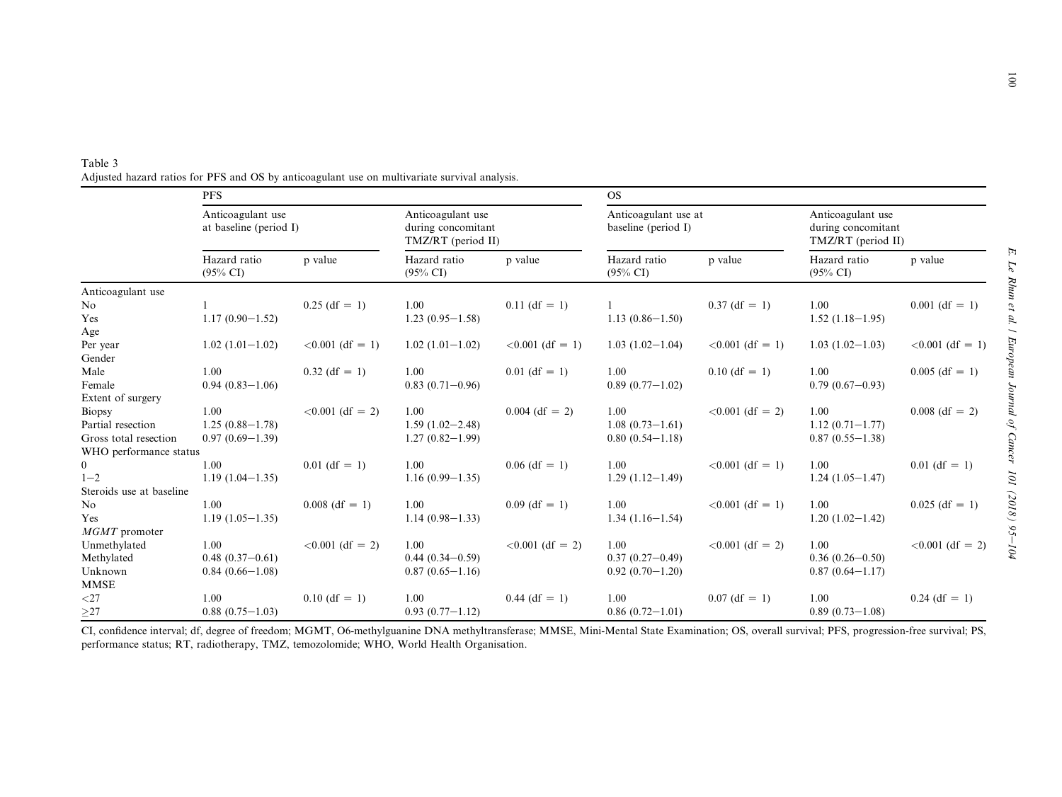Table 3
Adjusted hazard ratios for PFS and OS by anticoagulant use on multivariate survival analysis.

| | PFS | | | | OS | | | |
|---|---|---|---|---|---|---|---|---|
| | Anticoagulant use at baseline (period I) | | Anticoagulant use during concomitant TMZ/RT (period II) | | Anticoagulant use at baseline (period I) | | Anticoagulant use during concomitant TMZ/RT (period II) | |
| | Hazard ratio (95% CI) | p value | Hazard ratio (95% CI) | p value | Hazard ratio (95% CI) | p value | Hazard ratio (95% CI) | p value |
| Anticoagulant use | | | | | | | | |
| No | 1 | 0.25 (df = 1) | 1.00 | 0.11 (df = 1) | 1 | 0.37 (df = 1) | 1.00 | 0.001 (df = 1) |
| Yes | 1.17 (0.90–1.52) | | 1.23 (0.95–1.58) | | 1.13 (0.86–1.50) | | 1.52 (1.18–1.95) | |
| Age | | | | | | | | |
| Per year | 1.02 (1.01–1.02) | <0.001 (df = 1) | 1.02 (1.01–1.02) | <0.001 (df = 1) | 1.03 (1.02–1.04) | <0.001 (df = 1) | 1.03 (1.02–1.03) | <0.001 (df = 1) |
| Gender | | | | | | | | |
| Male | 1.00 | 0.32 (df = 1) | 1.00 | 0.01 (df = 1) | 1.00 | 0.10 (df = 1) | 1.00 | 0.005 (df = 1) |
| Female | 0.94 (0.83–1.06) | | 0.83 (0.71–0.96) | | 0.89 (0.77–1.02) | | 0.79 (0.67–0.93) | |
| Extent of surgery | | | | | | | | |
| Biopsy | 1.00 | <0.001 (df = 2) | 1.00 | 0.004 (df = 2) | 1.00 | <0.001 (df = 2) | 1.00 | 0.008 (df = 2) |
| Partial resection | 1.25 (0.88–1.78) | | 1.59 (1.02–2.48) | | 1.08 (0.73–1.61) | | 1.12 (0.71–1.77) | |
| Gross total resection | 0.97 (0.69–1.39) | | 1.27 (0.82–1.99) | | 0.80 (0.54–1.18) | | 0.87 (0.55–1.38) | |
| WHO performance status | | | | | | | | |
| 0 | 1.00 | 0.01 (df = 1) | 1.00 | 0.06 (df = 1) | 1.00 | <0.001 (df = 1) | 1.00 | 0.01 (df = 1) |
| 1–2 | 1.19 (1.04–1.35) | | 1.16 (0.99–1.35) | | 1.29 (1.12–1.49) | | 1.24 (1.05–1.47) | |
| Steroids use at baseline | | | | | | | | |
| No | 1.00 | 0.008 (df = 1) | 1.00 | 0.09 (df = 1) | 1.00 | <0.001 (df = 1) | 1.00 | 0.025 (df = 1) |
| Yes | 1.19 (1.05–1.35) | | 1.14 (0.98–1.33) | | 1.34 (1.16–1.54) | | 1.20 (1.02–1.42) | |
| *MGMT* promoter | | | | | | | | |
| Unmethylated | 1.00 | <0.001 (df = 2) | 1.00 | <0.001 (df = 2) | 1.00 | <0.001 (df = 2) | 1.00 | <0.001 (df = 2) |
| Methylated | 0.48 (0.37–0.61) | | 0.44 (0.34–0.59) | | 0.37 (0.27–0.49) | | 0.36 (0.26–0.50) | |
| Unknown | 0.84 (0.66–1.08) | | 0.87 (0.65–1.16) | | 0.92 (0.70–1.20) | | 0.87 (0.64–1.17) | |
| MMSE | | | | | | | | |
| <27 | 1.00 | 0.10 (df = 1) | 1.00 | 0.44 (df = 1) | 1.00 | 0.07 (df = 1) | 1.00 | 0.24 (df = 1) |
| ≥27 | 0.88 (0.75–1.03) | | 0.93 (0.77–1.12) | | 0.86 (0.72–1.01) | | 0.89 (0.73–1.08) | |

CI, confidence interval; df, degree of freedom; MGMT, O6-methylguanine DNA methyltransferase; MMSE, Mini-Mental State Examination; OS, overall survival; PFS, progression-free survival; PS, performance status; RT, radiotherapy, TMZ, temozolomide; WHO, World Health Organisation.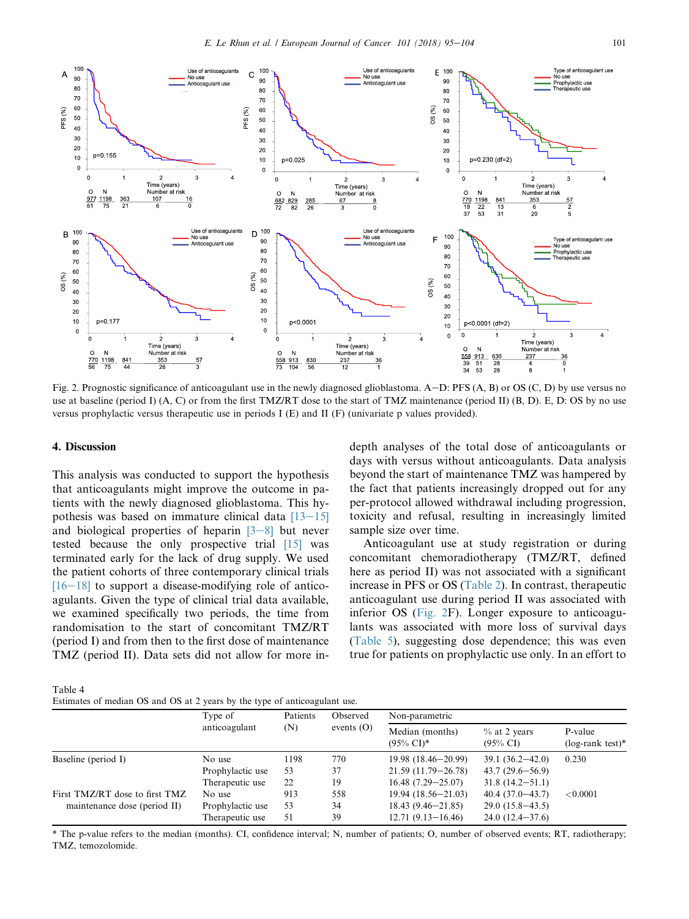Fig. 2. Prognostic significance of anticoagulant use in the newly diagnosed glioblastoma. A–D: PFS (A, B) or OS (C, D) by use versus no use at baseline (period I) (A, C) or from the first TMZ/RT dose to the start of TMZ maintenance (period II) (B, D). E, D: OS by no use versus prophylactic versus therapeutic use in periods I (E) and II (F) (univariate p values provided).

## 4. Discussion

This analysis was conducted to support the hypothesis that anticoagulants might improve the outcome in patients with the newly diagnosed glioblastoma. This hypothesis was based on immature clinical data [13–15] and biological properties of heparin [3–8] but never tested because the only prospective trial [15] was terminated early for the lack of drug supply. We used the patient cohorts of three contemporary clinical trials [16–18] to support a disease-modifying role of anticoagulants. Given the type of clinical trial data available, we examined specifically two periods, the time from randomisation to the start of concomitant TMZ/RT (period I) and from then to the first dose of maintenance TMZ (period II). Data sets did not allow for more in-depth analyses of the total dose of anticoagulants or days with versus without anticoagulants. Data analysis beyond the start of maintenance TMZ was hampered by the fact that patients increasingly dropped out for any per-protocol allowed withdrawal including progression, toxicity and refusal, resulting in increasingly limited sample size over time.

Anticoagulant use at study registration or during concomitant chemoradiotherapy (TMZ/RT, defined here as period II) was not associated with a significant increase in PFS or OS (Table 2). In contrast, therapeutic anticoagulant use during period II was associated with inferior OS (Fig. 2F). Longer exposure to anticoagulants was associated with more loss of survival days (Table 5), suggesting dose dependence; this was even true for patients on prophylactic use only. In an effort to

Table 4
Estimates of median OS and OS at 2 years by the type of anticoagulant use.

| | Type of anticoagulant | Patients (N) | Observed events (O) | Non-parametric | | |
|---|---|---|---|---|---|---|
| | | | | Median (months) (95% CI)* | % at 2 years (95% CI) | P-value (log-rank test)* |
| Baseline (period I) | No use | 1198 | 770 | 19.98 (18.46–20.99) | 39.1 (36.2–42.0) | 0.230 |
| | Prophylactic use | 53 | 37 | 21.59 (11.79–26.78) | 43.7 (29.6–56.9) | |
| | Therapeutic use | 22 | 19 | 16.48 (7.29–25.07) | 31.8 (14.2–51.1) | |
| First TMZ/RT dose to first TMZ maintenance dose (period II) | No use | 913 | 558 | 19.94 (18.56–21.03) | 40.4 (37.0–43.7) | <0.0001 |
| | Prophylactic use | 53 | 34 | 18.43 (9.46–21.85) | 29.0 (15.8–43.5) | |
| | Therapeutic use | 51 | 39 | 12.71 (9.13–16.46) | 24.0 (12.4–37.6) | |

* The p-value refers to the median (months). CI, confidence interval; N, number of patients; O, number of observed events; RT, radiotherapy; TMZ, temozolomide.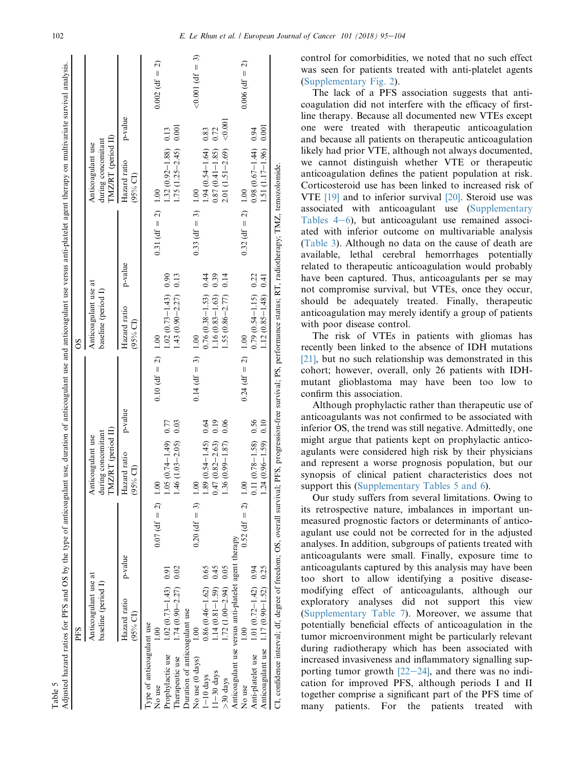Table 5
Adjusted hazard ratios for PFS and OS by the type of anticoagulant use, duration of anticoagulant use and anticoagulant use versus anti-platelet agent therapy on multivariate survival analysis.

| | PFS | | | | | | OS | | | | | |
|---|---|---|---|---|---|---|---|---|---|---|---|---|
| | Anticoagulant use at baseline (period I) | | | Anticoagulant use during concomitant TMZ/RT (period II) | | | Anticoagulant use at baseline (period I) | | | Anticoagulant use during concomitant TMZ/RT (period II) | | |
| | Hazard ratio (95% CI) | p-value | | Hazard ratio (95% CI) | p-value | | Hazard ratio (95% CI) | p-value | | Hazard ratio (95% CI) | p-value | |
| **Type of anticoagulant use** | | | | | | | | | | | | |
| No use | 1.00 | | 0.07 (df = 2) | 1.00 | | 0.10 (df = 2) | 1.00 | | 0.31 (df = 2) | 1.00 | | 0.002 (df = 2) |
| Prophylactic use | 1.02 (0.73–1.43) | 0.91 | | 1.05 (0.74–1.49) | 0.77 | | 1.02 (0.73–1.43) | 0.90 | | 1.32 (0.92–1.88) | 0.13 | |
| Therapeutic use | 1.74 (0.90–2.27) | 0.02 | | 1.46 (1.03–2.05) | 0.03 | | 1.43 (0.90–2.27) | 0.13 | | 1.75 (1.25–2.45) | 0.001 | |
| **Duration of anticoagulant use** | | | | | | | | | | | | |
| No use (0 days) | 1.00 | | 0.20 (df = 3) | 1.00 | | 0.14 (df = 3) | 1.00 | | 0.33 (df = 3) | 1.00 | | <0.001 (df = 3) |
| 1–10 days | 0.86 (0.46–1.62) | 0.65 | | 1.89 (0.54–1.45) | 0.64 | | 0.76 (0.38–1.53) | 0.44 | | 1.94 (0.54–1.64) | 0.83 | |
| 11–30 days | 1.14 (0.81–1.59) | 0.45 | | 0.47 (0.82–2.63) | 0.19 | | 1.16 (0.83–1.63) | 0.39 | | 0.87 (0.41–1.85) | 0.72 | |
| >30 days | 1.72 (1.00–2.94) | 0.05 | | 1.36 (0.99–1.87) | 0.06 | | 1.55 (0.86–2.77) | 0.14 | | 2.01 (1.51–2.69) | <0.001 | |
| **Anticoagulant use versus anti-platelet agent therapy** | | | | | | | | | | | | |
| No use | 1.00 | | 0.52 (df = 2) | 1.00 | | 0.24 (df = 2) | 1.00 | | 0.32 (df = 2) | 1.00 | | 0.006 (df = 2) |
| Anti-platelet use | 1.01 (0.72–1.42) | 0.94 | | 0.11 (0.78–1.58) | 0.56 | | 0.79 (0.54–1.15) | 0.22 | | 0.98 (0.67–1.44) | 0.94 | |
| Anticoagulant use | 1.17 (0.90–1.52) | 0.25 | | 1.24 (0.96–1.59) | 0.10 | | 1.12 (0.85–1.48) | 0.41 | | 1.51 (1.17–1.96) | 0.001 | |

CI, confidence interval; df, degree of freedom; OS, overall survival; PFS, progression-free survival; PS, performance status; RT, radiotherapy; TMZ, temozolomide.

control for comorbidities, we noted that no such effect was seen for patients treated with anti-platelet agents (Supplementary Fig. 2).

The lack of a PFS association suggests that anticoagulation did not interfere with the efficacy of first-line therapy. Because all documented new VTEs except one were treated with therapeutic anticoagulation and because all patients on therapeutic anticoagulation likely had prior VTE, although not always documented, we cannot distinguish whether VTE or therapeutic anticoagulation defines the patient population at risk. Corticosteroid use has been linked to increased risk of VTE [19] and to inferior survival [20]. Steroid use was associated with anticoagulant use (Supplementary Tables 4–6), but anticoagulant use remained associated with inferior outcome on multivariable analysis (Table 3). Although no data on the cause of death are available, lethal cerebral hemorrhages potentially related to therapeutic anticoagulation would probably have been captured. Thus, anticoagulants per se may not compromise survival, but VTEs, once they occur, should be adequately treated. Finally, therapeutic anticoagulation may merely identify a group of patients with poor disease control.

The risk of VTEs in patients with gliomas has recently been linked to the absence of IDH mutations [21], but no such relationship was demonstrated in this cohort; however, overall, only 26 patients with IDH-mutant glioblastoma may have been too low to confirm this association.

Although prophylactic rather than therapeutic use of anticoagulants was not confirmed to be associated with inferior OS, the trend was still negative. Admittedly, one might argue that patients kept on prophylactic anticoagulants were considered high risk by their physicians and represent a worse prognosis population, but our synopsis of clinical patient characteristics does not support this (Supplementary Tables 5 and 6).

Our study suffers from several limitations. Owing to its retrospective nature, imbalances in important unmeasured prognostic factors or determinants of anticoagulant use could not be corrected for in the adjusted analyses. In addition, subgroups of patients treated with anticoagulants were small. Finally, exposure time to anticoagulants captured by this analysis may have been too short to allow identifying a positive disease-modifying effect of anticoagulants, although our exploratory analyses did not support this view (Supplementary Table 7). Moreover, we assume that potentially beneficial effects of anticoagulation in the tumor microenvironment might be particularly relevant during radiotherapy which has been associated with increased invasiveness and inflammatory signalling supporting tumor growth [22–24], and there was no indication for improved PFS, although periods I and II together comprise a significant part of the PFS time of many patients. For the patients treated with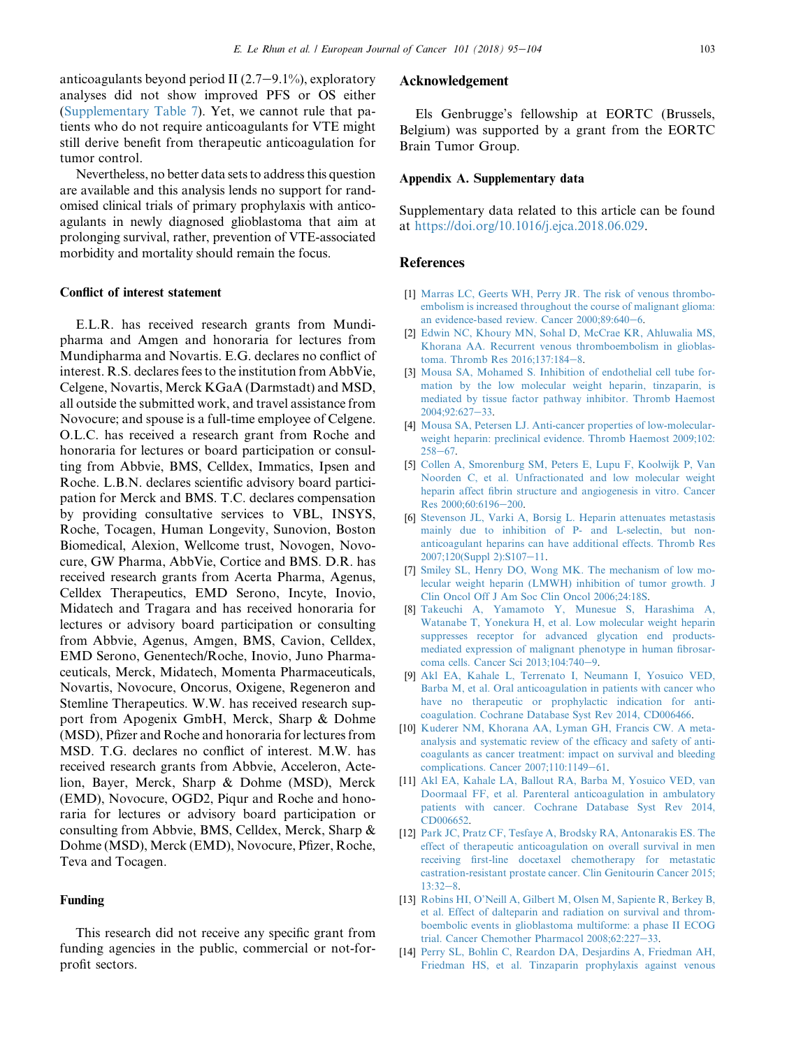anticoagulants beyond period II (2.7–9.1%), exploratory analyses did not show improved PFS or OS either (Supplementary Table 7). Yet, we cannot rule that patients who do not require anticoagulants for VTE might still derive benefit from therapeutic anticoagulation for tumor control.

Nevertheless, no better data sets to address this question are available and this analysis lends no support for randomised clinical trials of primary prophylaxis with anticoagulants in newly diagnosed glioblastoma that aim at prolonging survival, rather, prevention of VTE-associated morbidity and mortality should remain the focus.

## Conflict of interest statement

E.L.R. has received research grants from Mundipharma and Amgen and honoraria for lectures from Mundipharma and Novartis. E.G. declares no conflict of interest. R.S. declares fees to the institution from AbbVie, Celgene, Novartis, Merck KGaA (Darmstadt) and MSD, all outside the submitted work, and travel assistance from Novocure; and spouse is a full-time employee of Celgene. O.L.C. has received a research grant from Roche and honoraria for lectures or board participation or consulting from Abbvie, BMS, Celldex, Immatics, Ipsen and Roche. L.B.N. declares scientific advisory board participation for Merck and BMS. T.C. declares compensation by providing consultative services to VBL, INSYS, Roche, Tocagen, Human Longevity, Sunovion, Boston Biomedical, Alexion, Wellcome trust, Novogen, Novocure, GW Pharma, AbbVie, Cortice and BMS. D.R. has received research grants from Acerta Pharma, Agenus, Celldex Therapeutics, EMD Serono, Incyte, Inovio, Midatech and Tragara and has received honoraria for lectures or advisory board participation or consulting from Abbvie, Agenus, Amgen, BMS, Cavion, Celldex, EMD Serono, Genentech/Roche, Inovio, Juno Pharmaceuticals, Merck, Midatech, Momenta Pharmaceuticals, Novartis, Novocure, Oncorus, Oxigene, Regeneron and Stemline Therapeutics. W.W. has received research support from Apogenix GmbH, Merck, Sharp & Dohme (MSD), Pfizer and Roche and honoraria for lectures from MSD. T.G. declares no conflict of interest. M.W. has received research grants from Abbvie, Acceleron, Actelion, Bayer, Merck, Sharp & Dohme (MSD), Merck (EMD), Novocure, OGD2, Piqur and Roche and honoraria for lectures or advisory board participation or consulting from Abbvie, BMS, Celldex, Merck, Sharp & Dohme (MSD), Merck (EMD), Novocure, Pfizer, Roche, Teva and Tocagen.

## Funding

This research did not receive any specific grant from funding agencies in the public, commercial or not-for-profit sectors.

## Acknowledgement

Els Genbrugge's fellowship at EORTC (Brussels, Belgium) was supported by a grant from the EORTC Brain Tumor Group.

## Appendix A. Supplementary data

Supplementary data related to this article can be found at https://doi.org/10.1016/j.ejca.2018.06.029.

## References

[1] Marras LC, Geerts WH, Perry JR. The risk of venous thromboembolism is increased throughout the course of malignant glioma: an evidence-based review. Cancer 2000;89:640–6.

[2] Edwin NC, Khoury MN, Sohal D, McCrae KR, Ahluwalia MS, Khorana AA. Recurrent venous thromboembolism in glioblastoma. Thromb Res 2016;137:184–8.

[3] Mousa SA, Mohamed S. Inhibition of endothelial cell tube formation by the low molecular weight heparin, tinzaparin, is mediated by tissue factor pathway inhibitor. Thromb Haemost 2004;92:627–33.

[4] Mousa SA, Petersen LJ. Anti-cancer properties of low-molecular-weight heparin: preclinical evidence. Thromb Haemost 2009;102:258–67.

[5] Collen A, Smorenburg SM, Peters E, Lupu F, Koolwijk P, Van Noorden C, et al. Unfractionated and low molecular weight heparin affect fibrin structure and angiogenesis in vitro. Cancer Res 2000;60:6196–200.

[6] Stevenson JL, Varki A, Borsig L. Heparin attenuates metastasis mainly due to inhibition of P- and L-selectin, but non-anticoagulant heparins can have additional effects. Thromb Res 2007;120(Suppl 2):S107–11.

[7] Smiley SL, Henry DO, Wong MK. The mechanism of low molecular weight heparin (LMWH) inhibition of tumor growth. J Clin Oncol Off J Am Soc Clin Oncol 2006;24:18S.

[8] Takeuchi A, Yamamoto Y, Munesue S, Harashima A, Watanabe T, Yonekura H, et al. Low molecular weight heparin suppresses receptor for advanced glycation end products-mediated expression of malignant phenotype in human fibrosarcoma cells. Cancer Sci 2013;104:740–9.

[9] Akl EA, Kahale L, Terrenato I, Neumann I, Yosuico VED, Barba M, et al. Oral anticoagulation in patients with cancer who have no therapeutic or prophylactic indication for anticoagulation. Cochrane Database Syst Rev 2014, CD006466.

[10] Kuderer NM, Khorana AA, Lyman GH, Francis CW. A meta-analysis and systematic review of the efficacy and safety of anticoagulants as cancer treatment: impact on survival and bleeding complications. Cancer 2007;110:1149–61.

[11] Akl EA, Kahale LA, Ballout RA, Barba M, Yosuico VED, van Doormaal FF, et al. Parenteral anticoagulation in ambulatory patients with cancer. Cochrane Database Syst Rev 2014, CD006652.

[12] Park JC, Pratz CF, Tesfaye A, Brodsky RA, Antonarakis ES. The effect of therapeutic anticoagulation on overall survival in men receiving first-line docetaxel chemotherapy for metastatic castration-resistant prostate cancer. Clin Genitourin Cancer 2015;13:32–8.

[13] Robins HI, O'Neill A, Gilbert M, Olsen M, Sapiente R, Berkey B, et al. Effect of dalteparin and radiation on survival and thromboembolic events in glioblastoma multiforme: a phase II ECOG trial. Cancer Chemother Pharmacol 2008;62:227–33.

[14] Perry SL, Bohlin C, Reardon DA, Desjardins A, Friedman AH, Friedman HS, et al. Tinzaparin prophylaxis against venous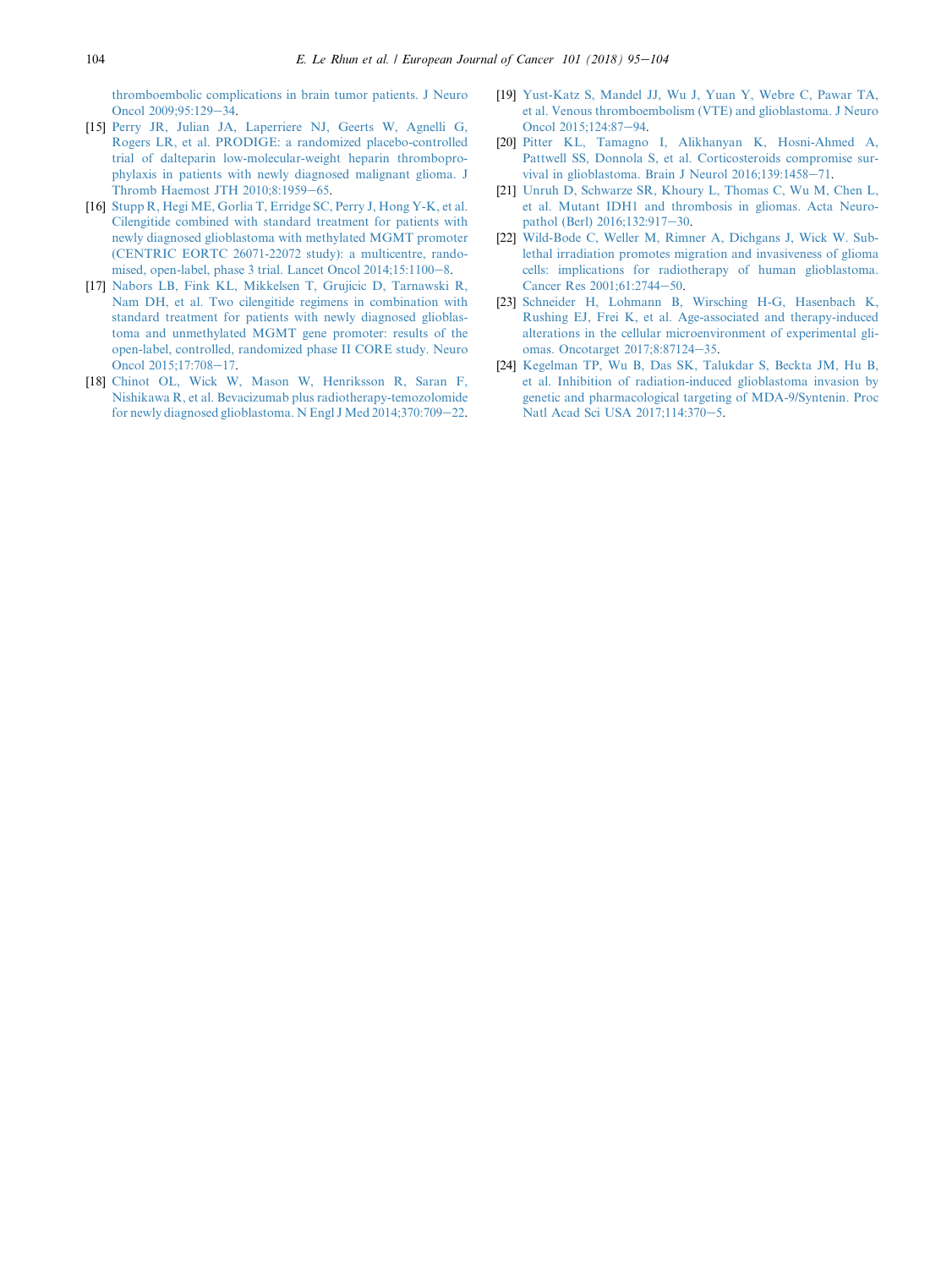thromboembolic complications in brain tumor patients. J Neuro Oncol 2009;95:129–34.

[15] Perry JR, Julian JA, Laperriere NJ, Geerts W, Agnelli G, Rogers LR, et al. PRODIGE: a randomized placebo-controlled trial of dalteparin low-molecular-weight heparin thromboprophylaxis in patients with newly diagnosed malignant glioma. J Thromb Haemost JTH 2010;8:1959–65.

[16] Stupp R, Hegi ME, Gorlia T, Erridge SC, Perry J, Hong Y-K, et al. Cilengitide combined with standard treatment for patients with newly diagnosed glioblastoma with methylated MGMT promoter (CENTRIC EORTC 26071-22072 study): a multicentre, randomised, open-label, phase 3 trial. Lancet Oncol 2014;15:1100–8.

[17] Nabors LB, Fink KL, Mikkelsen T, Grujicic D, Tarnawski R, Nam DH, et al. Two cilengitide regimens in combination with standard treatment for patients with newly diagnosed glioblastoma and unmethylated MGMT gene promoter: results of the open-label, controlled, randomized phase II CORE study. Neuro Oncol 2015;17:708–17.

[18] Chinot OL, Wick W, Mason W, Henriksson R, Saran F, Nishikawa R, et al. Bevacizumab plus radiotherapy-temozolomide for newly diagnosed glioblastoma. N Engl J Med 2014;370:709–22.

[19] Yust-Katz S, Mandel JJ, Wu J, Yuan Y, Webre C, Pawar TA, et al. Venous thromboembolism (VTE) and glioblastoma. J Neuro Oncol 2015;124:87–94.

[20] Pitter KL, Tamagno I, Alikhanyan K, Hosni-Ahmed A, Pattwell SS, Donnola S, et al. Corticosteroids compromise survival in glioblastoma. Brain J Neurol 2016;139:1458–71.

[21] Unruh D, Schwarze SR, Khoury L, Thomas C, Wu M, Chen L, et al. Mutant IDH1 and thrombosis in gliomas. Acta Neuropathol (Berl) 2016;132:917–30.

[22] Wild-Bode C, Weller M, Rimner A, Dichgans J, Wick W. Sublethal irradiation promotes migration and invasiveness of glioma cells: implications for radiotherapy of human glioblastoma. Cancer Res 2001;61:2744–50.

[23] Schneider H, Lohmann B, Wirsching H-G, Hasenbach K, Rushing EJ, Frei K, et al. Age-associated and therapy-induced alterations in the cellular microenvironment of experimental gliomas. Oncotarget 2017;8:87124–35.

[24] Kegelman TP, Wu B, Das SK, Talukdar S, Beckta JM, Hu B, et al. Inhibition of radiation-induced glioblastoma invasion by genetic and pharmacological targeting of MDA-9/Syntenin. Proc Natl Acad Sci USA 2017;114:370–5.